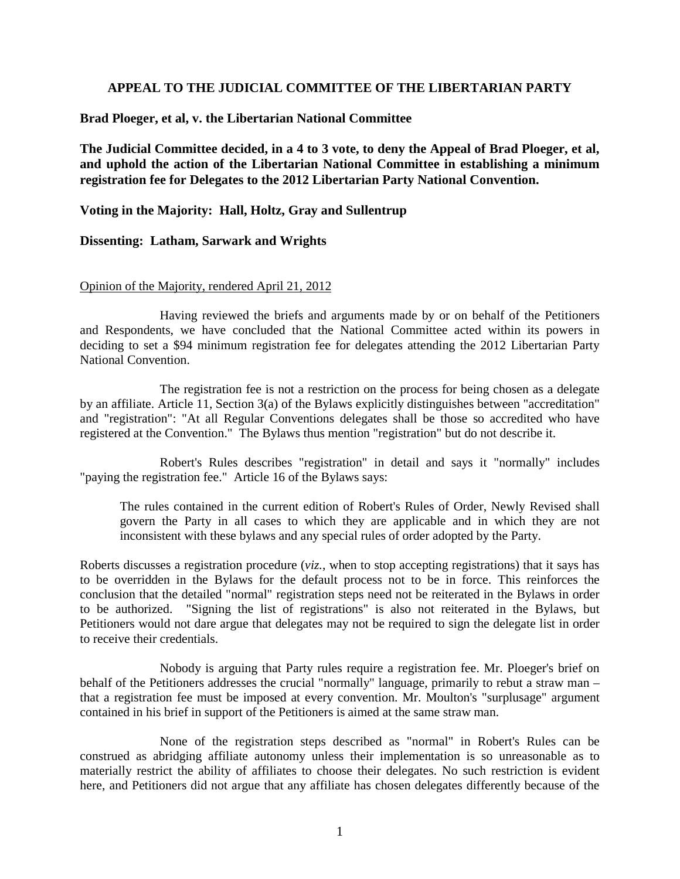**APPEAL TO THE JUDICIAL COMMITTEE OF THE LIBERTARIAN PARTY**

**Brad Ploeger, et al, v. the Libertarian National Committee**

**The Judicial Committee decided, in a 4 to 3 vote, to deny the Appeal of Brad Ploeger, et al, and uphold the action of the Libertarian National Committee in establishing a minimum registration fee for Delegates to the 2012 Libertarian Party National Convention.**

**Voting in the Majority: Hall, Holtz, Gray and Sullentrup**

**Dissenting: Latham, Sarwark and Wrights**

Opinion of the Majority, rendered April 21, 2012

Having reviewed the briefs and arguments made by or on behalf of the Petitioners and Respondents, we have concluded that the National Committee acted within its powers in deciding to set a $94 minimum registration fee for delegates attending the 2012 Libertarian Party National Convention.

The registration fee is not a restriction on the process for being chosen as a delegate by an affiliate. Article 11, Section 3(a) of the Bylaws explicitly distinguishes between "accreditation" and "registration": "At all Regular Conventions delegates shall be those so accredited who have registered at the Convention." The Bylaws thus mention "registration" but do not describe it.

Robert's Rules describes "registration" in detail and says it "normally" includes "paying the registration fee." Article 16 of the Bylaws says:

> The rules contained in the current edition of Robert's Rules of Order, Newly Revised shall govern the Party in all cases to which they are applicable and in which they are not inconsistent with these bylaws and any special rules of order adopted by the Party.

Roberts discusses a registration procedure (*viz.*, when to stop accepting registrations) that it says has to be overridden in the Bylaws for the default process not to be in force. This reinforces the conclusion that the detailed "normal" registration steps need not be reiterated in the Bylaws in order to be authorized. "Signing the list of registrations" is also not reiterated in the Bylaws, but Petitioners would not dare argue that delegates may not be required to sign the delegate list in order to receive their credentials.

Nobody is arguing that Party rules require a registration fee. Mr. Ploeger's brief on behalf of the Petitioners addresses the crucial "normally" language, primarily to rebut a straw man – that a registration fee must be imposed at every convention. Mr. Moulton's "surplusage" argument contained in his brief in support of the Petitioners is aimed at the same straw man.

None of the registration steps described as "normal" in Robert's Rules can be construed as abridging affiliate autonomy unless their implementation is so unreasonable as to materially restrict the ability of affiliates to choose their delegates. No such restriction is evident here, and Petitioners did not argue that any affiliate has chosen delegates differently because of the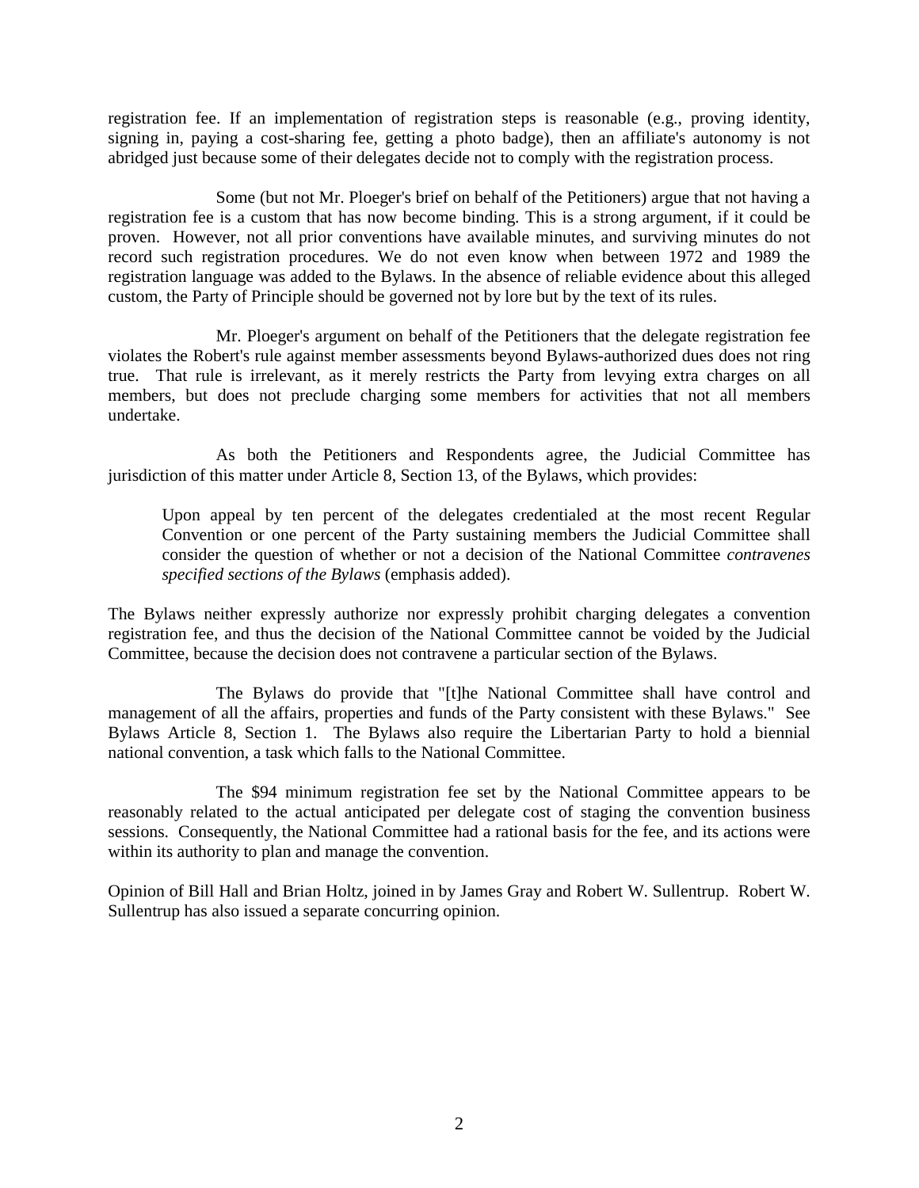registration fee. If an implementation of registration steps is reasonable (e.g., proving identity, signing in, paying a cost-sharing fee, getting a photo badge), then an affiliate's autonomy is not abridged just because some of their delegates decide not to comply with the registration process.

Some (but not Mr. Ploeger's brief on behalf of the Petitioners) argue that not having a registration fee is a custom that has now become binding. This is a strong argument, if it could be proven. However, not all prior conventions have available minutes, and surviving minutes do not record such registration procedures. We do not even know when between 1972 and 1989 the registration language was added to the Bylaws. In the absence of reliable evidence about this alleged custom, the Party of Principle should be governed not by lore but by the text of its rules.

Mr. Ploeger's argument on behalf of the Petitioners that the delegate registration fee violates the Robert's rule against member assessments beyond Bylaws-authorized dues does not ring true. That rule is irrelevant, as it merely restricts the Party from levying extra charges on all members, but does not preclude charging some members for activities that not all members undertake.

As both the Petitioners and Respondents agree, the Judicial Committee has jurisdiction of this matter under Article 8, Section 13, of the Bylaws, which provides:

> Upon appeal by ten percent of the delegates credentialed at the most recent Regular Convention or one percent of the Party sustaining members the Judicial Committee shall consider the question of whether or not a decision of the National Committee *contravenes specified sections of the Bylaws* (emphasis added).

The Bylaws neither expressly authorize nor expressly prohibit charging delegates a convention registration fee, and thus the decision of the National Committee cannot be voided by the Judicial Committee, because the decision does not contravene a particular section of the Bylaws.

The Bylaws do provide that "[t]he National Committee shall have control and management of all the affairs, properties and funds of the Party consistent with these Bylaws." See Bylaws Article 8, Section 1. The Bylaws also require the Libertarian Party to hold a biennial national convention, a task which falls to the National Committee.

The $94 minimum registration fee set by the National Committee appears to be reasonably related to the actual anticipated per delegate cost of staging the convention business sessions. Consequently, the National Committee had a rational basis for the fee, and its actions were within its authority to plan and manage the convention.

Opinion of Bill Hall and Brian Holtz, joined in by James Gray and Robert W. Sullentrup. Robert W. Sullentrup has also issued a separate concurring opinion.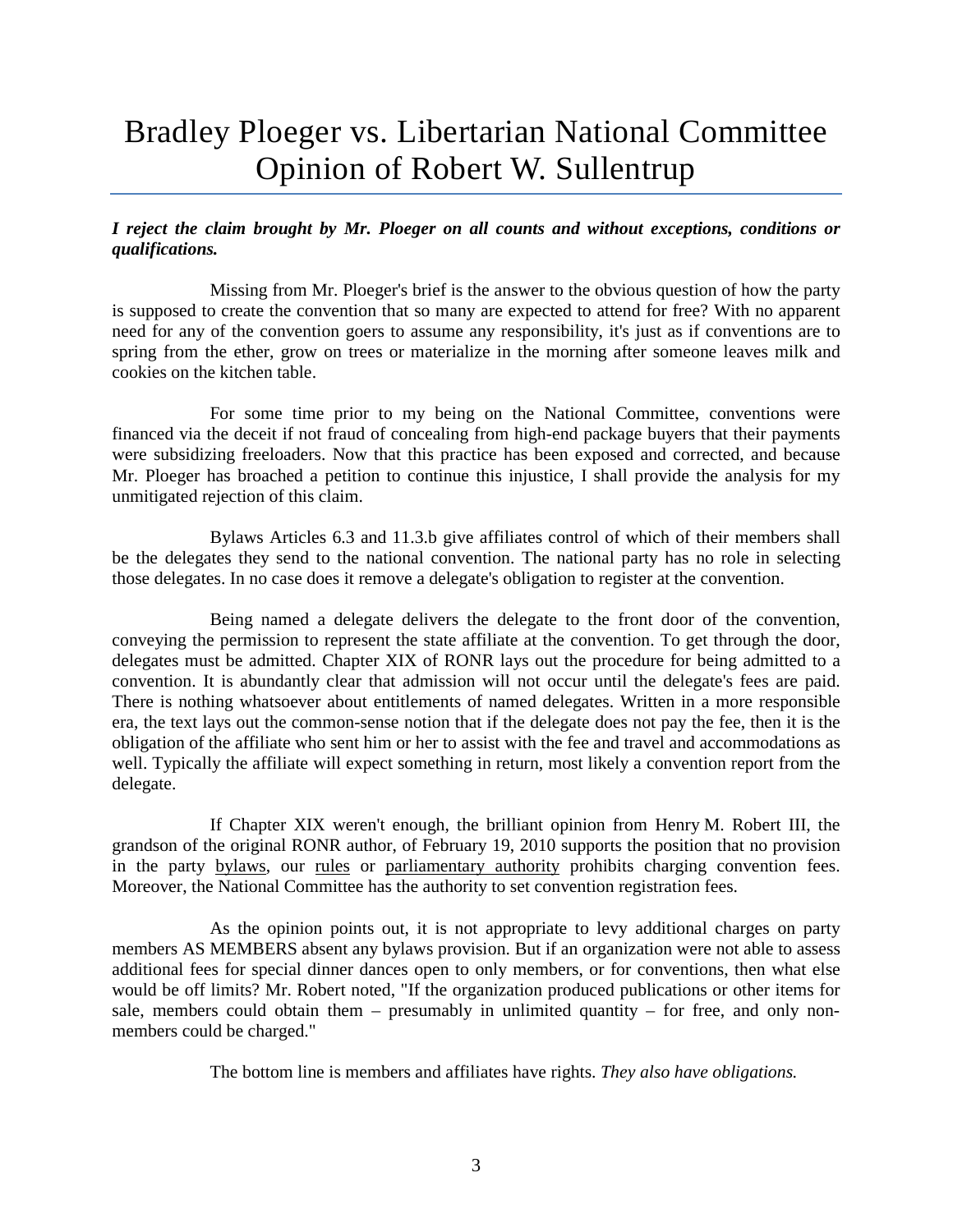# Bradley Ploeger vs. Libertarian National Committee Opinion of Robert W. Sullentrup

***I reject the claim brought by Mr. Ploeger on all counts and without exceptions, conditions or qualifications.***

Missing from Mr. Ploeger's brief is the answer to the obvious question of how the party is supposed to create the convention that so many are expected to attend for free? With no apparent need for any of the convention goers to assume any responsibility, it's just as if conventions are to spring from the ether, grow on trees or materialize in the morning after someone leaves milk and cookies on the kitchen table.

For some time prior to my being on the National Committee, conventions were financed via the deceit if not fraud of concealing from high-end package buyers that their payments were subsidizing freeloaders. Now that this practice has been exposed and corrected, and because Mr. Ploeger has broached a petition to continue this injustice, I shall provide the analysis for my unmitigated rejection of this claim.

Bylaws Articles 6.3 and 11.3.b give affiliates control of which of their members shall be the delegates they send to the national convention. The national party has no role in selecting those delegates. In no case does it remove a delegate's obligation to register at the convention.

Being named a delegate delivers the delegate to the front door of the convention, conveying the permission to represent the state affiliate at the convention. To get through the door, delegates must be admitted. Chapter XIX of RONR lays out the procedure for being admitted to a convention. It is abundantly clear that admission will not occur until the delegate's fees are paid. There is nothing whatsoever about entitlements of named delegates. Written in a more responsible era, the text lays out the common-sense notion that if the delegate does not pay the fee, then it is the obligation of the affiliate who sent him or her to assist with the fee and travel and accommodations as well. Typically the affiliate will expect something in return, most likely a convention report from the delegate.

If Chapter XIX weren't enough, the brilliant opinion from Henry M. Robert III, the grandson of the original RONR author, of February 19, 2010 supports the position that no provision in the party bylaws, our rules or parliamentary authority prohibits charging convention fees. Moreover, the National Committee has the authority to set convention registration fees.

As the opinion points out, it is not appropriate to levy additional charges on party members AS MEMBERS absent any bylaws provision. But if an organization were not able to assess additional fees for special dinner dances open to only members, or for conventions, then what else would be off limits? Mr. Robert noted, "If the organization produced publications or other items for sale, members could obtain them – presumably in unlimited quantity – for free, and only non-members could be charged."

The bottom line is members and affiliates have rights. *They also have obligations.*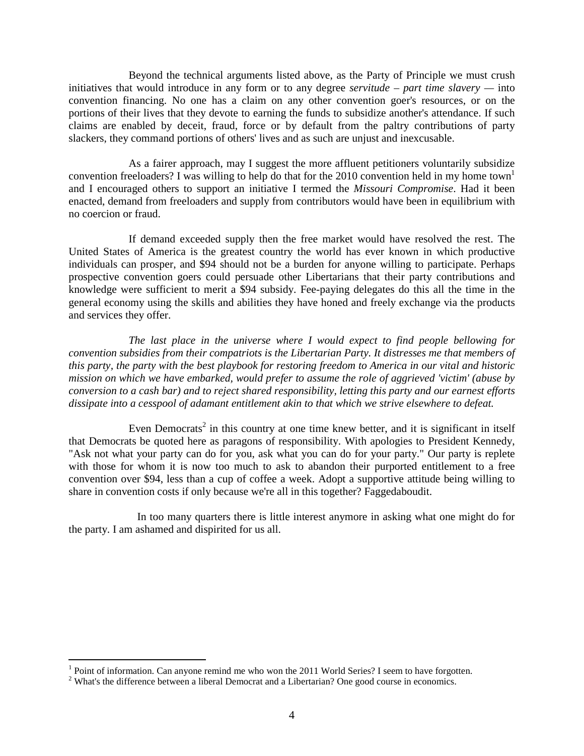Beyond the technical arguments listed above, as the Party of Principle we must crush initiatives that would introduce in any form or to any degree *servitude – part time slavery* — into convention financing. No one has a claim on any other convention goer's resources, or on the portions of their lives that they devote to earning the funds to subsidize another's attendance. If such claims are enabled by deceit, fraud, force or by default from the paltry contributions of party slackers, they command portions of others' lives and as such are unjust and inexcusable.

As a fairer approach, may I suggest the more affluent petitioners voluntarily subsidize convention freeloaders? I was willing to help do that for the 2010 convention held in my home town[1] and I encouraged others to support an initiative I termed the *Missouri Compromise*. Had it been enacted, demand from freeloaders and supply from contributors would have been in equilibrium with no coercion or fraud.

If demand exceeded supply then the free market would have resolved the rest. The United States of America is the greatest country the world has ever known in which productive individuals can prosper, and $94 should not be a burden for anyone willing to participate. Perhaps prospective convention goers could persuade other Libertarians that their party contributions and knowledge were sufficient to merit a $94 subsidy. Fee-paying delegates do this all the time in the general economy using the skills and abilities they have honed and freely exchange via the products and services they offer.

*The last place in the universe where I would expect to find people bellowing for convention subsidies from their compatriots is the Libertarian Party. It distresses me that members of this party, the party with the best playbook for restoring freedom to America in our vital and historic mission on which we have embarked, would prefer to assume the role of aggrieved 'victim' (abuse by conversion to a cash bar) and to reject shared responsibility, letting this party and our earnest efforts dissipate into a cesspool of adamant entitlement akin to that which we strive elsewhere to defeat.*

Even Democrats[2] in this country at one time knew better, and it is significant in itself that Democrats be quoted here as paragons of responsibility. With apologies to President Kennedy, "Ask not what your party can do for you, ask what you can do for your party." Our party is replete with those for whom it is now too much to ask to abandon their purported entitlement to a free convention over $94, less than a cup of coffee a week. Adopt a supportive attitude being willing to share in convention costs if only because we're all in this together? Faggedaboudit.

In too many quarters there is little interest anymore in asking what one might do for the party. I am ashamed and dispirited for us all.

---

[1] Point of information. Can anyone remind me who won the 2011 World Series? I seem to have forgotten.

[2] What's the difference between a liberal Democrat and a Libertarian? One good course in economics.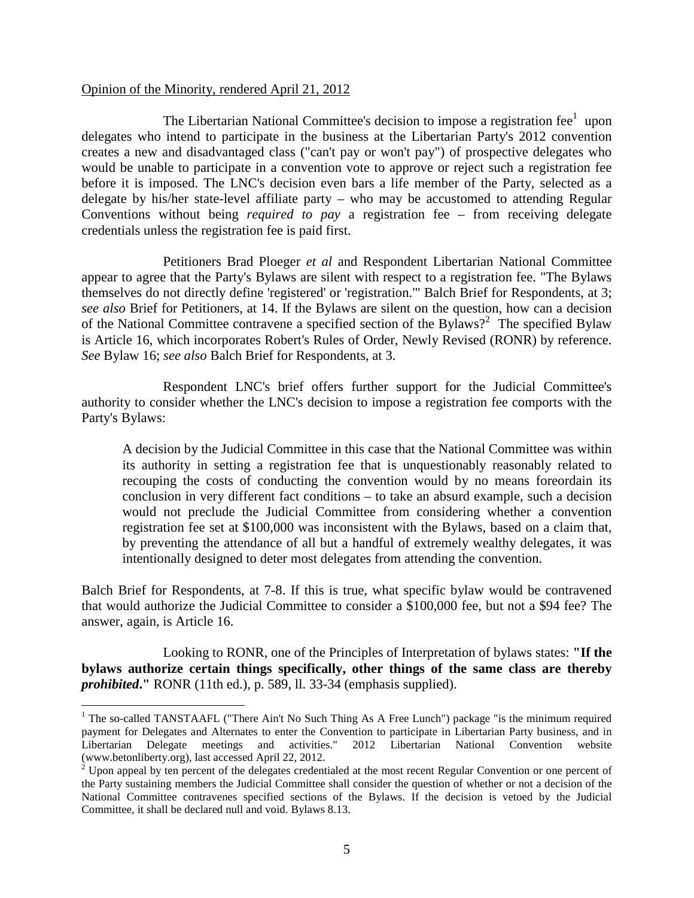Opinion of the Minority, rendered April 21, 2012

The Libertarian National Committee's decision to impose a registration fee[1] upon delegates who intend to participate in the business at the Libertarian Party's 2012 convention creates a new and disadvantaged class ("can't pay or won't pay") of prospective delegates who would be unable to participate in a convention vote to approve or reject such a registration fee before it is imposed. The LNC's decision even bars a life member of the Party, selected as a delegate by his/her state-level affiliate party – who may be accustomed to attending Regular Conventions without being *required to pay* a registration fee – from receiving delegate credentials unless the registration fee is paid first.

Petitioners Brad Ploeger *et al* and Respondent Libertarian National Committee appear to agree that the Party's Bylaws are silent with respect to a registration fee. "The Bylaws themselves do not directly define 'registered' or 'registration.'" Balch Brief for Respondents, at 3; *see also* Brief for Petitioners, at 14. If the Bylaws are silent on the question, how can a decision of the National Committee contravene a specified section of the Bylaws?[2] The specified Bylaw is Article 16, which incorporates Robert's Rules of Order, Newly Revised (RONR) by reference. *See* Bylaw 16; *see also* Balch Brief for Respondents, at 3.

Respondent LNC's brief offers further support for the Judicial Committee's authority to consider whether the LNC's decision to impose a registration fee comports with the Party's Bylaws:

> A decision by the Judicial Committee in this case that the National Committee was within its authority in setting a registration fee that is unquestionably reasonably related to recouping the costs of conducting the convention would by no means foreordain its conclusion in very different fact conditions – to take an absurd example, such a decision would not preclude the Judicial Committee from considering whether a convention registration fee set at $100,000 was inconsistent with the Bylaws, based on a claim that, by preventing the attendance of all but a handful of extremely wealthy delegates, it was intentionally designed to deter most delegates from attending the convention.

Balch Brief for Respondents, at 7-8. If this is true, what specific bylaw would be contravened that would authorize the Judicial Committee to consider a $100,000 fee, but not a $94 fee? The answer, again, is Article 16.

Looking to RONR, one of the Principles of Interpretation of bylaws states: **"If the bylaws authorize certain things specifically, other things of the same class are thereby *prohibited*."** RONR (11th ed.), p. 589, ll. 33-34 (emphasis supplied).

---

[1] The so-called TANSTAAFL ("There Ain't No Such Thing As A Free Lunch") package "is the minimum required payment for Delegates and Alternates to enter the Convention to participate in Libertarian Party business, and in Libertarian Delegate meetings and activities." 2012 Libertarian National Convention website (www.betonliberty.org), last accessed April 22, 2012.

[2] Upon appeal by ten percent of the delegates credentialed at the most recent Regular Convention or one percent of the Party sustaining members the Judicial Committee shall consider the question of whether or not a decision of the National Committee contravenes specified sections of the Bylaws. If the decision is vetoed by the Judicial Committee, it shall be declared null and void. Bylaws 8.13.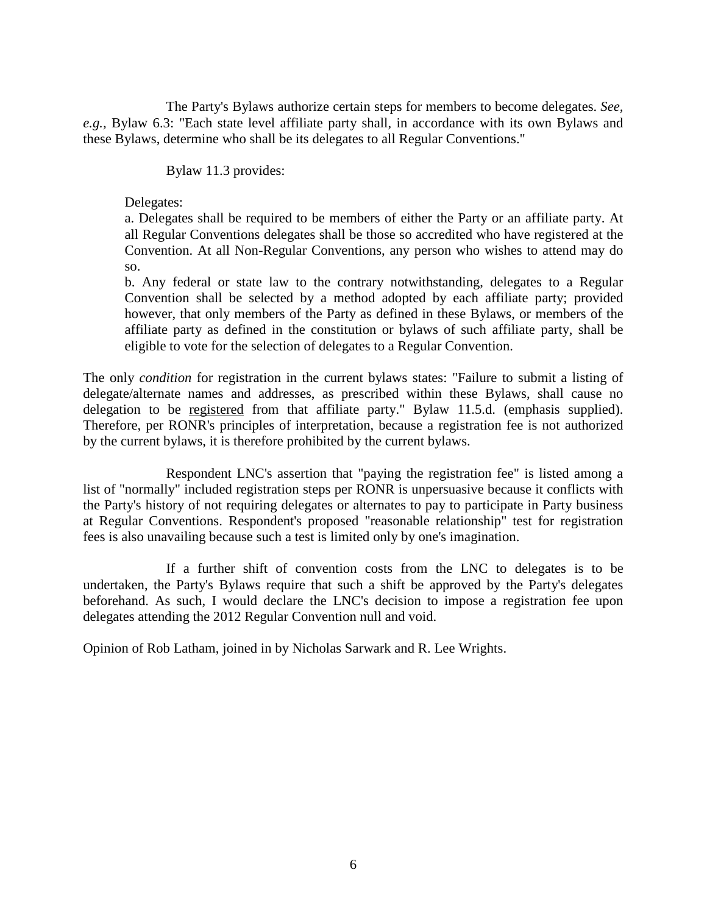The Party's Bylaws authorize certain steps for members to become delegates. *See, e.g.*, Bylaw 6.3: "Each state level affiliate party shall, in accordance with its own Bylaws and these Bylaws, determine who shall be its delegates to all Regular Conventions."

Bylaw 11.3 provides:

> Delegates:
>
> a. Delegates shall be required to be members of either the Party or an affiliate party. At all Regular Conventions delegates shall be those so accredited who have registered at the Convention. At all Non-Regular Conventions, any person who wishes to attend may do so.
>
> b. Any federal or state law to the contrary notwithstanding, delegates to a Regular Convention shall be selected by a method adopted by each affiliate party; provided however, that only members of the Party as defined in these Bylaws, or members of the affiliate party as defined in the constitution or bylaws of such affiliate party, shall be eligible to vote for the selection of delegates to a Regular Convention.

The only *condition* for registration in the current bylaws states: "Failure to submit a listing of delegate/alternate names and addresses, as prescribed within these Bylaws, shall cause no delegation to be <u>registered</u> from that affiliate party." Bylaw 11.5.d. (emphasis supplied). Therefore, per RONR's principles of interpretation, because a registration fee is not authorized by the current bylaws, it is therefore prohibited by the current bylaws.

Respondent LNC's assertion that "paying the registration fee" is listed among a list of "normally" included registration steps per RONR is unpersuasive because it conflicts with the Party's history of not requiring delegates or alternates to pay to participate in Party business at Regular Conventions. Respondent's proposed "reasonable relationship" test for registration fees is also unavailing because such a test is limited only by one's imagination.

If a further shift of convention costs from the LNC to delegates is to be undertaken, the Party's Bylaws require that such a shift be approved by the Party's delegates beforehand. As such, I would declare the LNC's decision to impose a registration fee upon delegates attending the 2012 Regular Convention null and void.

Opinion of Rob Latham, joined in by Nicholas Sarwark and R. Lee Wrights.